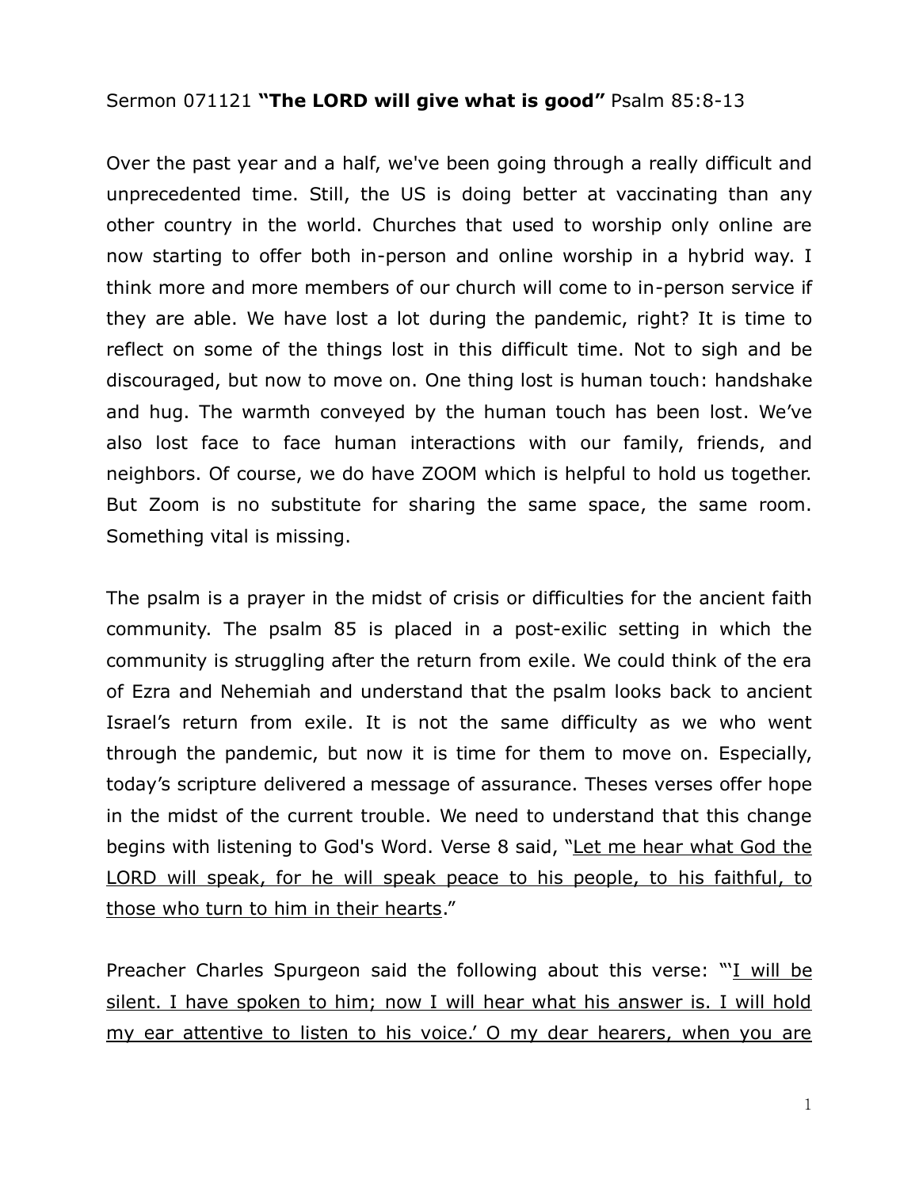Sermon 071121 **"The LORD will give what is good"** Psalm 85:8-13

Over the past year and a half, we've been going through a really difficult and unprecedented time. Still, the US is doing better at vaccinating than any other country in the world. Churches that used to worship only online are now starting to offer both in-person and online worship in a hybrid way. I think more and more members of our church will come to in-person service if they are able. We have lost a lot during the pandemic, right? It is time to reflect on some of the things lost in this difficult time. Not to sigh and be discouraged, but now to move on. One thing lost is human touch: handshake and hug. The warmth conveyed by the human touch has been lost. We've also lost face to face human interactions with our family, friends, and neighbors. Of course, we do have ZOOM which is helpful to hold us together. But Zoom is no substitute for sharing the same space, the same room. Something vital is missing.

The psalm is a prayer in the midst of crisis or difficulties for the ancient faith community. The psalm 85 is placed in a post-exilic setting in which the community is struggling after the return from exile. We could think of the era of Ezra and Nehemiah and understand that the psalm looks back to ancient Israel's return from exile. It is not the same difficulty as we who went through the pandemic, but now it is time for them to move on. Especially, today's scripture delivered a message of assurance. Theses verses offer hope in the midst of the current trouble. We need to understand that this change begins with listening to God's Word. Verse 8 said, "<u>Let me hear what God the LORD will speak, for he will speak peace to his people, to his faithful, to those who turn to him in their hearts</u>."

Preacher Charles Spurgeon said the following about this verse: "'<u>I will be silent. I have spoken to him; now I will hear what his answer is. I will hold my ear attentive to listen to his voice.' O my dear hearers, when you are</u>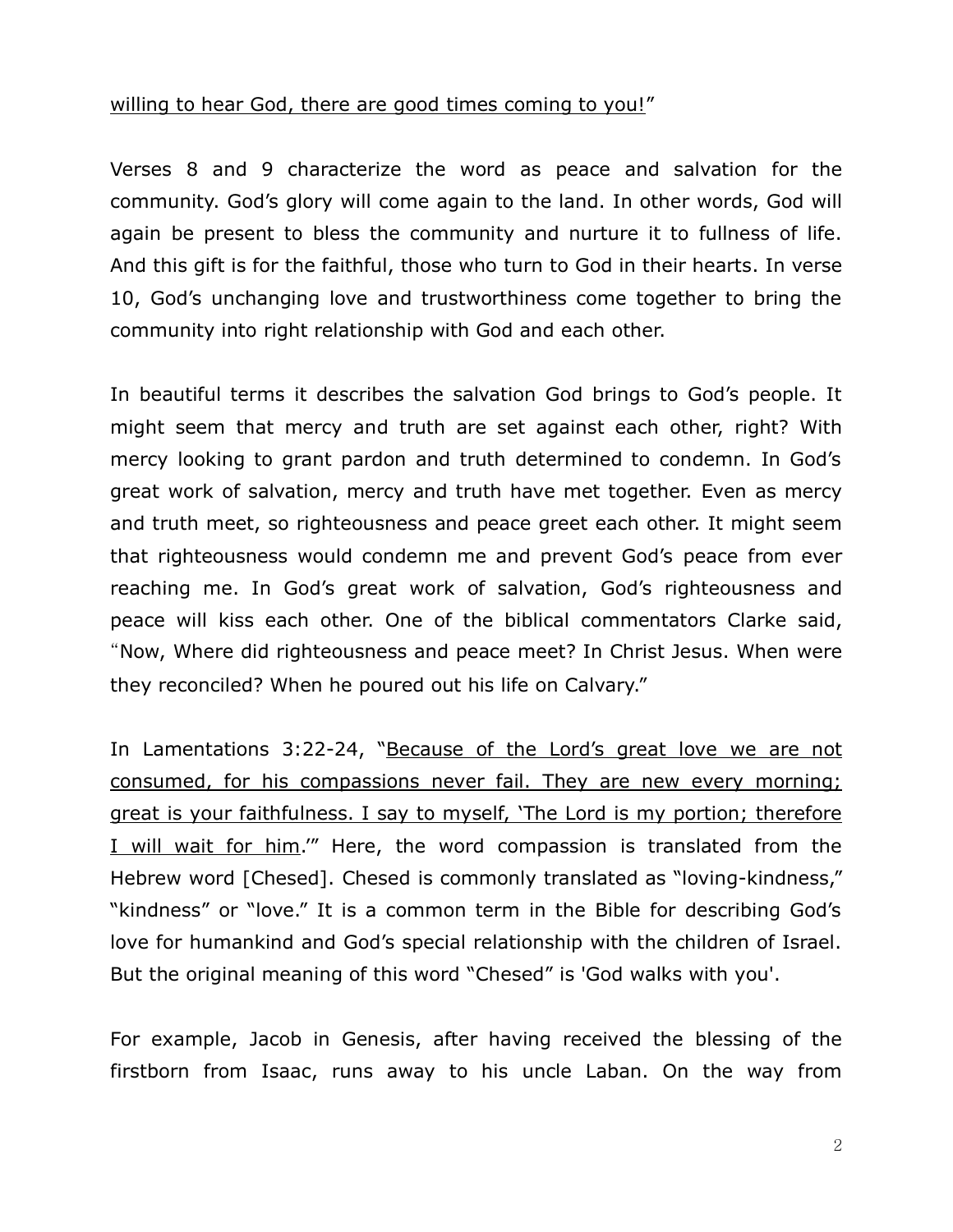willing to hear God, there are good times coming to you!"

Verses 8 and 9 characterize the word as peace and salvation for the community. God's glory will come again to the land. In other words, God will again be present to bless the community and nurture it to fullness of life. And this gift is for the faithful, those who turn to God in their hearts. In verse 10, God's unchanging love and trustworthiness come together to bring the community into right relationship with God and each other.

In beautiful terms it describes the salvation God brings to God's people. It might seem that mercy and truth are set against each other, right? With mercy looking to grant pardon and truth determined to condemn. In God's great work of salvation, mercy and truth have met together. Even as mercy and truth meet, so righteousness and peace greet each other. It might seem that righteousness would condemn me and prevent God's peace from ever reaching me. In God's great work of salvation, God's righteousness and peace will kiss each other. One of the biblical commentators Clarke said, "Now, Where did righteousness and peace meet? In Christ Jesus. When were they reconciled? When he poured out his life on Calvary."

In Lamentations 3:22-24, "Because of the Lord's great love we are not consumed, for his compassions never fail. They are new every morning; great is your faithfulness. I say to myself, 'The Lord is my portion; therefore I will wait for him.'" Here, the word compassion is translated from the Hebrew word [Chesed]. Chesed is commonly translated as "loving-kindness," "kindness" or "love." It is a common term in the Bible for describing God's love for humankind and God's special relationship with the children of Israel. But the original meaning of this word "Chesed" is 'God walks with you'.

For example, Jacob in Genesis, after having received the blessing of the firstborn from Isaac, runs away to his uncle Laban. On the way from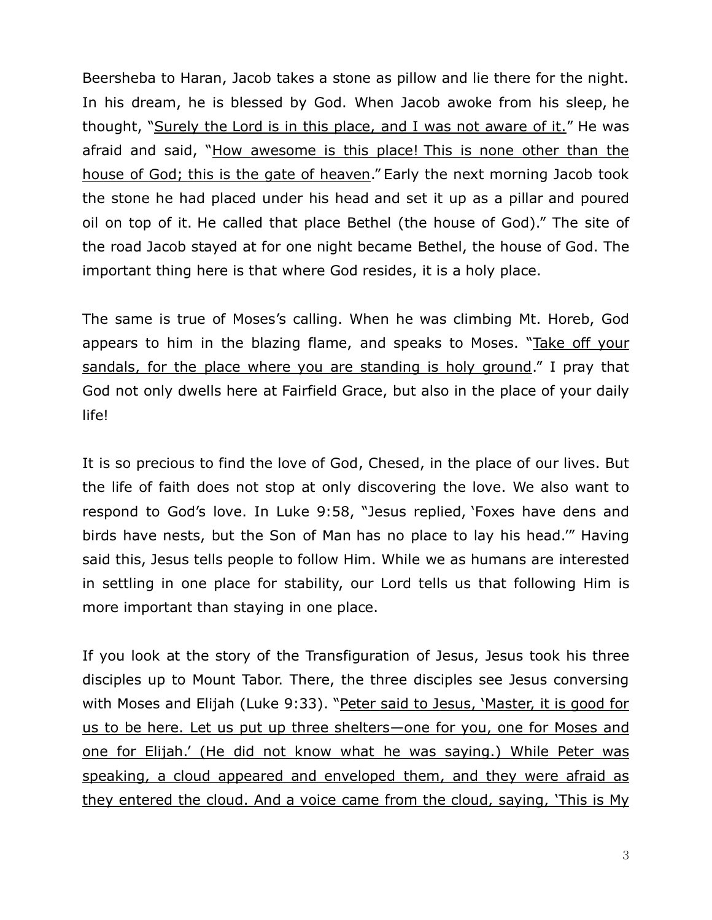Beersheba to Haran, Jacob takes a stone as pillow and lie there for the night. In his dream, he is blessed by God. When Jacob awoke from his sleep, he thought, "<u>Surely the Lord is in this place, and I was not aware of it.</u>" He was afraid and said, "<u>How awesome is this place! This is none other than the house of God; this is the gate of heaven</u>." Early the next morning Jacob took the stone he had placed under his head and set it up as a pillar and poured oil on top of it. He called that place Bethel (the house of God)." The site of the road Jacob stayed at for one night became Bethel, the house of God. The important thing here is that where God resides, it is a holy place.

The same is true of Moses's calling. When he was climbing Mt. Horeb, God appears to him in the blazing flame, and speaks to Moses. "<u>Take off your sandals, for the place where you are standing is holy ground</u>." I pray that God not only dwells here at Fairfield Grace, but also in the place of your daily life!

It is so precious to find the love of God, Chesed, in the place of our lives. But the life of faith does not stop at only discovering the love. We also want to respond to God's love. In Luke 9:58, "Jesus replied, 'Foxes have dens and birds have nests, but the Son of Man has no place to lay his head.'" Having said this, Jesus tells people to follow Him. While we as humans are interested in settling in one place for stability, our Lord tells us that following Him is more important than staying in one place.

If you look at the story of the Transfiguration of Jesus, Jesus took his three disciples up to Mount Tabor. There, the three disciples see Jesus conversing with Moses and Elijah (Luke 9:33). "<u>Peter said to Jesus, 'Master, it is good for us to be here. Let us put up three shelters—one for you, one for Moses and one for Elijah.' (He did not know what he was saying.) While Peter was speaking, a cloud appeared and enveloped them, and they were afraid as they entered the cloud. And a voice came from the cloud, saying, 'This is My</u>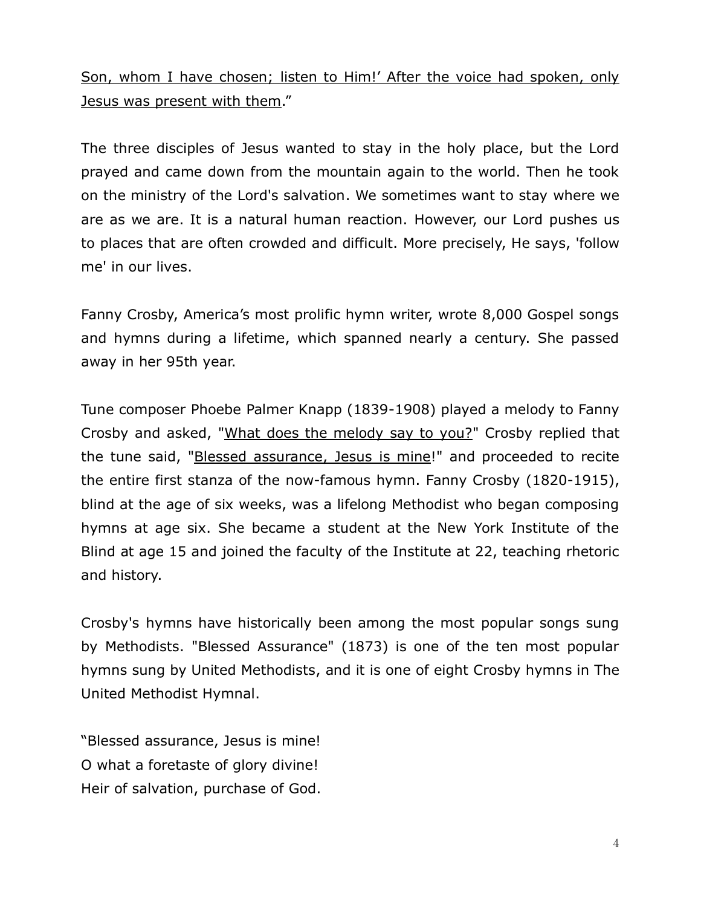<u>Son, whom I have chosen; listen to Him!' After the voice had spoken, only Jesus was present with them</u>."

The three disciples of Jesus wanted to stay in the holy place, but the Lord prayed and came down from the mountain again to the world. Then he took on the ministry of the Lord's salvation. We sometimes want to stay where we are as we are. It is a natural human reaction. However, our Lord pushes us to places that are often crowded and difficult. More precisely, He says, 'follow me' in our lives.

Fanny Crosby, America's most prolific hymn writer, wrote 8,000 Gospel songs and hymns during a lifetime, which spanned nearly a century. She passed away in her 95th year.

Tune composer Phoebe Palmer Knapp (1839-1908) played a melody to Fanny Crosby and asked, "<u>What does the melody say to you?</u>" Crosby replied that the tune said, "<u>Blessed assurance, Jesus is mine</u>!" and proceeded to recite the entire first stanza of the now-famous hymn. Fanny Crosby (1820-1915), blind at the age of six weeks, was a lifelong Methodist who began composing hymns at age six. She became a student at the New York Institute of the Blind at age 15 and joined the faculty of the Institute at 22, teaching rhetoric and history.

Crosby's hymns have historically been among the most popular songs sung by Methodists. "Blessed Assurance" (1873) is one of the ten most popular hymns sung by United Methodists, and it is one of eight Crosby hymns in The United Methodist Hymnal.

"Blessed assurance, Jesus is mine!
O what a foretaste of glory divine!
Heir of salvation, purchase of God.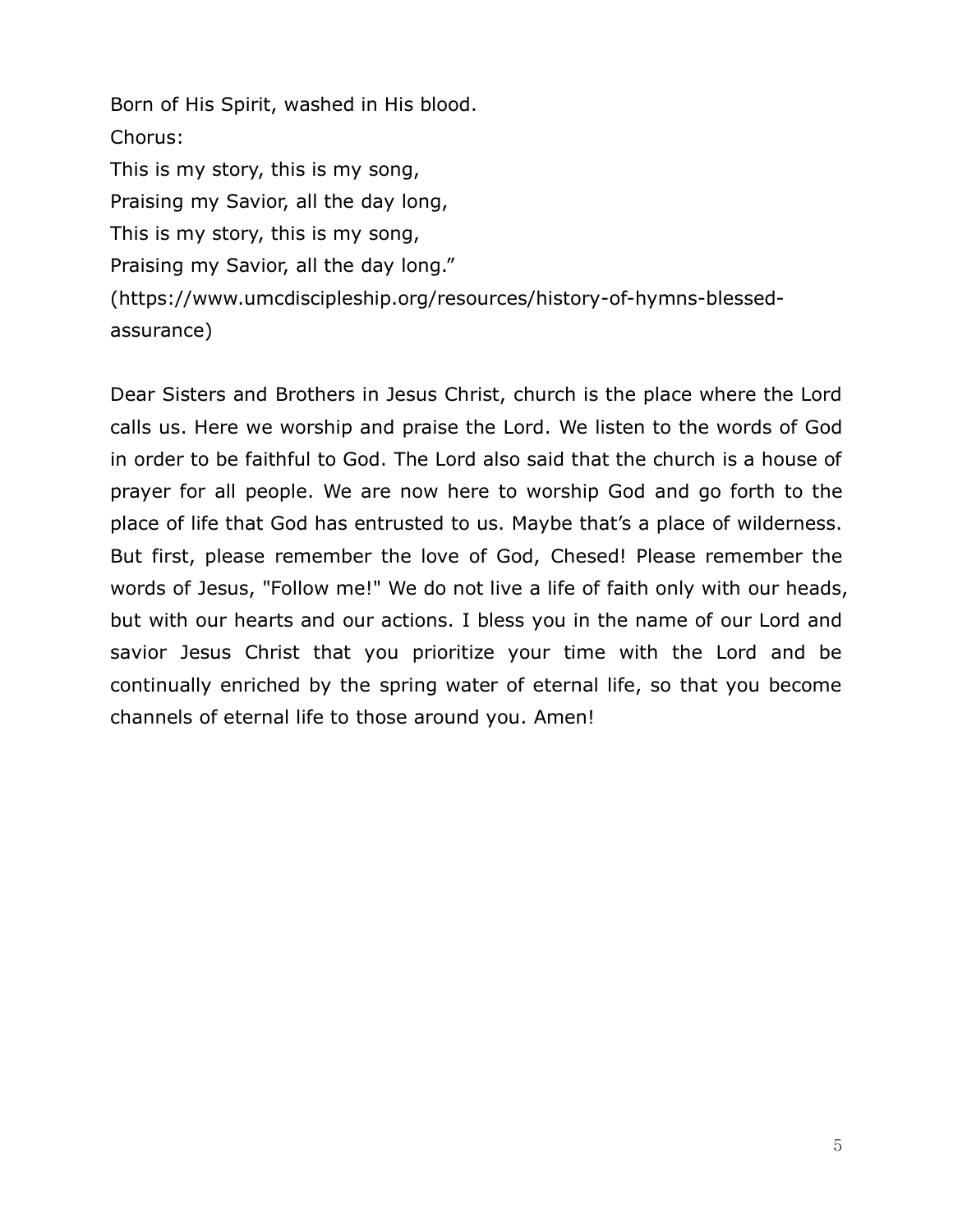Born of His Spirit, washed in His blood.
Chorus:
This is my story, this is my song,
Praising my Savior, all the day long,
This is my story, this is my song,
Praising my Savior, all the day long."
(https://www.umcdiscipleship.org/resources/history-of-hymns-blessed-assurance)

Dear Sisters and Brothers in Jesus Christ, church is the place where the Lord calls us. Here we worship and praise the Lord. We listen to the words of God in order to be faithful to God. The Lord also said that the church is a house of prayer for all people. We are now here to worship God and go forth to the place of life that God has entrusted to us. Maybe that's a place of wilderness. But first, please remember the love of God, Chesed! Please remember the words of Jesus, "Follow me!" We do not live a life of faith only with our heads, but with our hearts and our actions. I bless you in the name of our Lord and savior Jesus Christ that you prioritize your time with the Lord and be continually enriched by the spring water of eternal life, so that you become channels of eternal life to those around you. Amen!